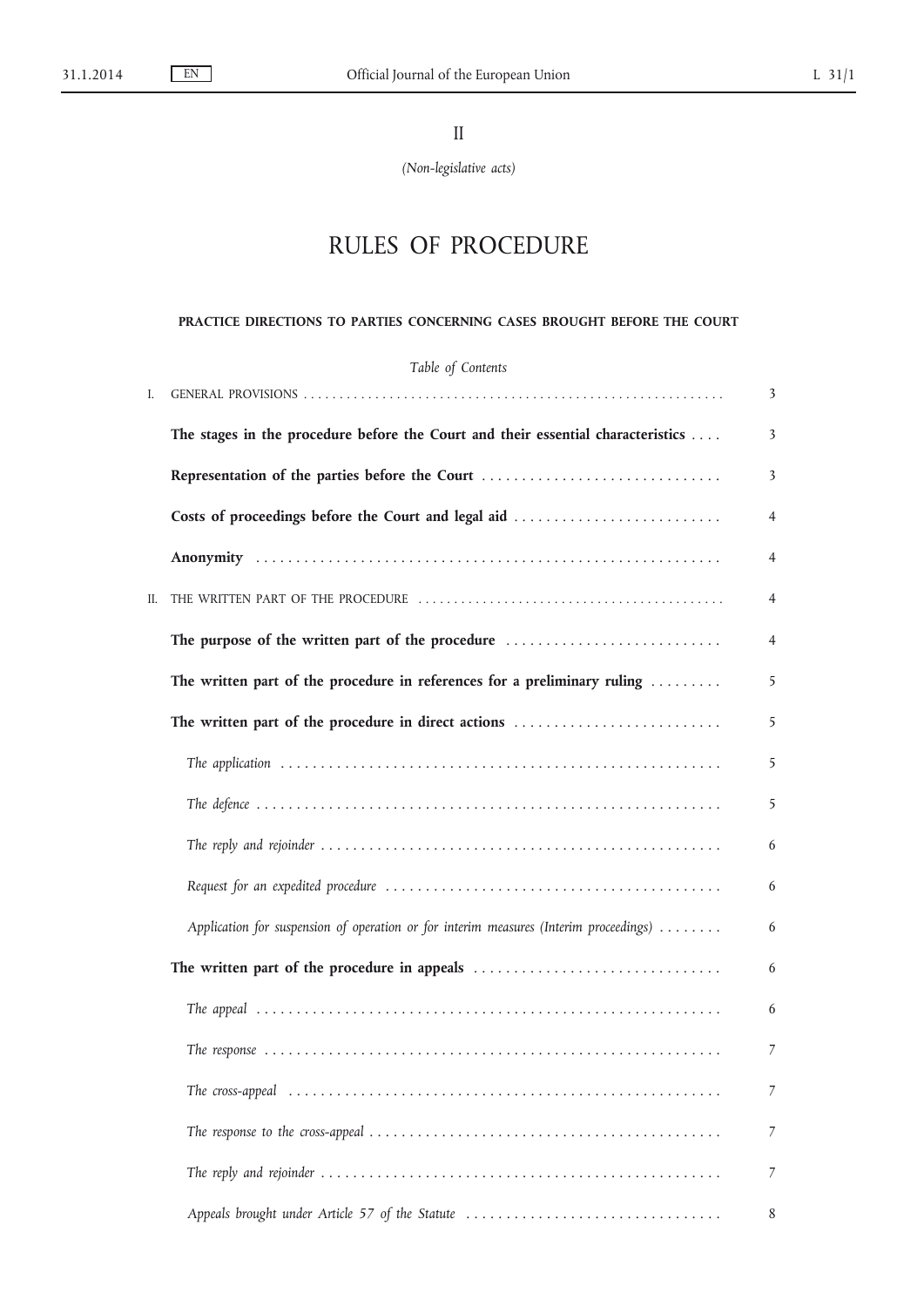II

*(Non-legislative acts)*

# RULES OF PROCEDURE

## PRACTICE DIRECTIONS TO PARTIES CONCERNING CASES BROUGHT BEFORE THE COURT

*Table of Contents*

| | | |
|---|---|---|
| I. | GENERAL PROVISIONS | 3 |
| | **The stages in the procedure before the Court and their essential characteristics** | 3 |
| | **Representation of the parties before the Court** | 3 |
| | **Costs of proceedings before the Court and legal aid** | 4 |
| | **Anonymity** | 4 |
| II. | THE WRITTEN PART OF THE PROCEDURE | 4 |
| | **The purpose of the written part of the procedure** | 4 |
| | **The written part of the procedure in references for a preliminary ruling** | 5 |
| | **The written part of the procedure in direct actions** | 5 |
| | *The application* | 5 |
| | *The defence* | 5 |
| | *The reply and rejoinder* | 6 |
| | *Request for an expedited procedure* | 6 |
| | *Application for suspension of operation or for interim measures (Interim proceedings)* | 6 |
| | **The written part of the procedure in appeals** | 6 |
| | *The appeal* | 6 |
| | *The response* | 7 |
| | *The cross-appeal* | 7 |
| | *The response to the cross-appeal* | 7 |
| | *The reply and rejoinder* | 7 |
| | *Appeals brought under Article 57 of the Statute* | 8 |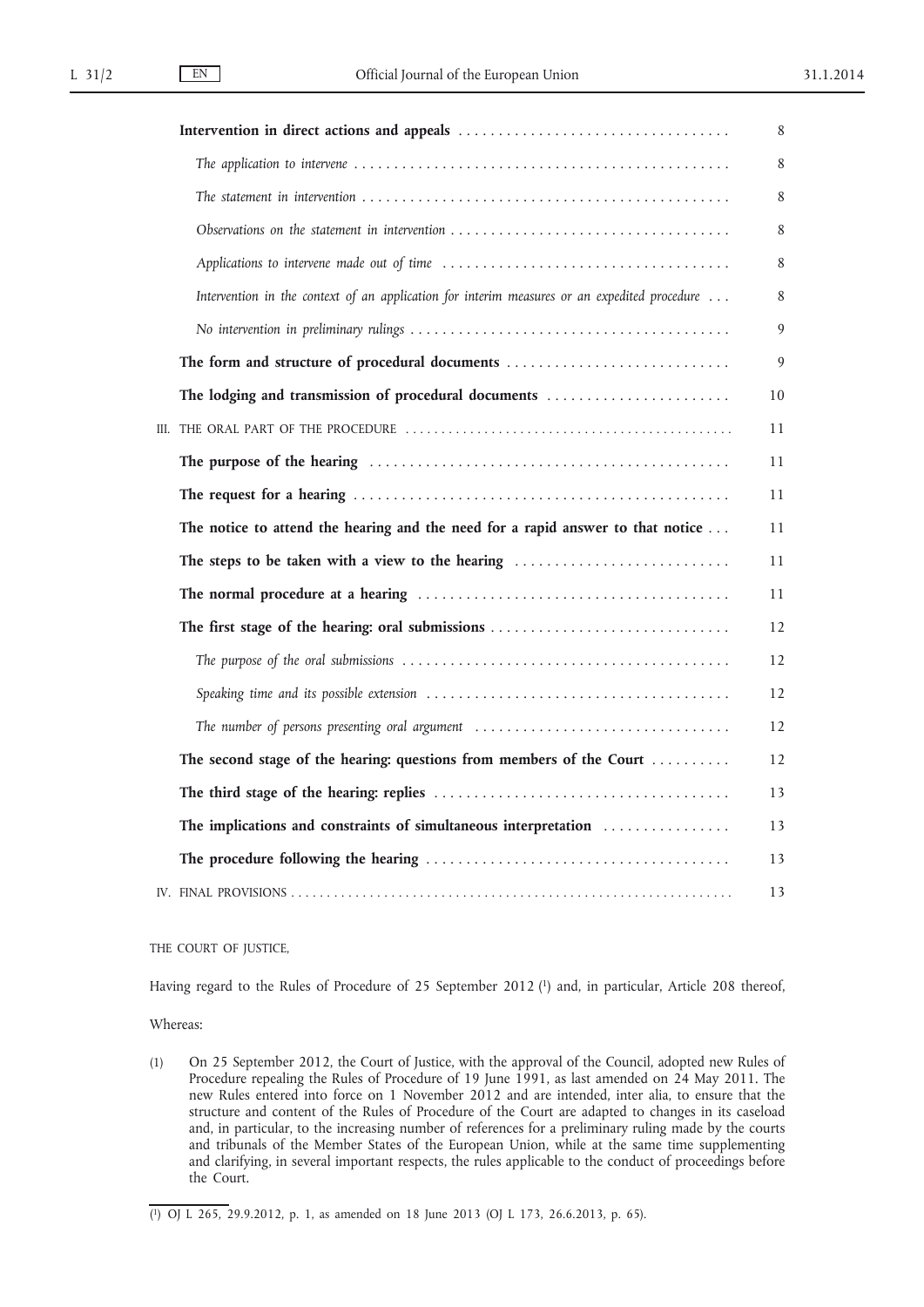| | |
|---|---|
| **Intervention in direct actions and appeals** | 8 |
| *The application to intervene* | 8 |
| *The statement in intervention* | 8 |
| *Observations on the statement in intervention* | 8 |
| *Applications to intervene made out of time* | 8 |
| *Intervention in the context of an application for interim measures or an expedited procedure* | 8 |
| *No intervention in preliminary rulings* | 9 |
| **The form and structure of procedural documents** | 9 |
| **The lodging and transmission of procedural documents** | 10 |
| III. THE ORAL PART OF THE PROCEDURE | 11 |
| **The purpose of the hearing** | 11 |
| **The request for a hearing** | 11 |
| **The notice to attend the hearing and the need for a rapid answer to that notice** | 11 |
| **The steps to be taken with a view to the hearing** | 11 |
| **The normal procedure at a hearing** | 11 |
| **The first stage of the hearing: oral submissions** | 12 |
| *The purpose of the oral submissions* | 12 |
| *Speaking time and its possible extension* | 12 |
| *The number of persons presenting oral argument* | 12 |
| **The second stage of the hearing: questions from members of the Court** | 12 |
| **The third stage of the hearing: replies** | 13 |
| **The implications and constraints of simultaneous interpretation** | 13 |
| **The procedure following the hearing** | 13 |
| IV. FINAL PROVISIONS | 13 |

THE COURT OF JUSTICE,

Having regard to the Rules of Procedure of 25 September 2012 [1] and, in particular, Article 208 thereof,

Whereas:

(1) On 25 September 2012, the Court of Justice, with the approval of the Council, adopted new Rules of Procedure repealing the Rules of Procedure of 19 June 1991, as last amended on 24 May 2011. The new Rules entered into force on 1 November 2012 and are intended, inter alia, to ensure that the structure and content of the Rules of Procedure of the Court are adapted to changes in its caseload and, in particular, to the increasing number of references for a preliminary ruling made by the courts and tribunals of the Member States of the European Union, while at the same time supplementing and clarifying, in several important respects, the rules applicable to the conduct of proceedings before the Court.

[1] OJ L 265, 29.9.2012, p. 1, as amended on 18 June 2013 (OJ L 173, 26.6.2013, p. 65).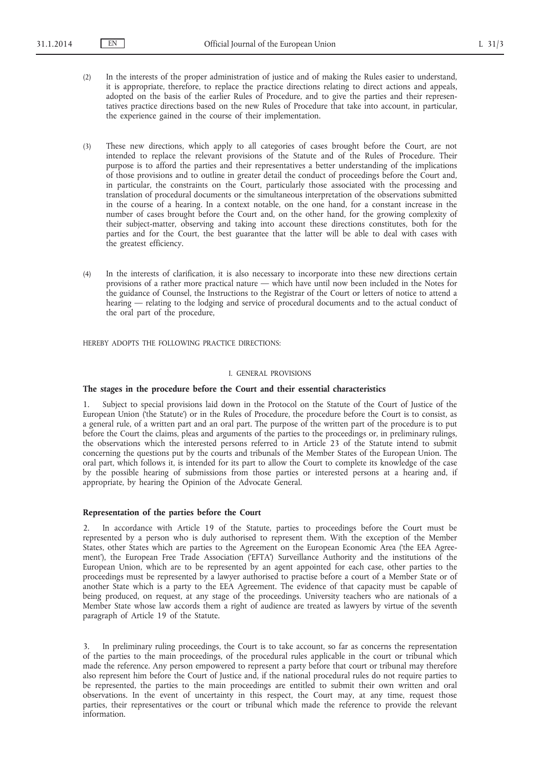(2) In the interests of the proper administration of justice and of making the Rules easier to understand, it is appropriate, therefore, to replace the practice directions relating to direct actions and appeals, adopted on the basis of the earlier Rules of Procedure, and to give the parties and their representatives practice directions based on the new Rules of Procedure that take into account, in particular, the experience gained in the course of their implementation.

(3) These new directions, which apply to all categories of cases brought before the Court, are not intended to replace the relevant provisions of the Statute and of the Rules of Procedure. Their purpose is to afford the parties and their representatives a better understanding of the implications of those provisions and to outline in greater detail the conduct of proceedings before the Court and, in particular, the constraints on the Court, particularly those associated with the processing and translation of procedural documents or the simultaneous interpretation of the observations submitted in the course of a hearing. In a context notable, on the one hand, for a constant increase in the number of cases brought before the Court and, on the other hand, for the growing complexity of their subject-matter, observing and taking into account these directions constitutes, both for the parties and for the Court, the best guarantee that the latter will be able to deal with cases with the greatest efficiency.

(4) In the interests of clarification, it is also necessary to incorporate into these new directions certain provisions of a rather more practical nature — which have until now been included in the Notes for the guidance of Counsel, the Instructions to the Registrar of the Court or letters of notice to attend a hearing — relating to the lodging and service of procedural documents and to the actual conduct of the oral part of the procedure,

HEREBY ADOPTS THE FOLLOWING PRACTICE DIRECTIONS:

## I. GENERAL PROVISIONS

### The stages in the procedure before the Court and their essential characteristics

1. Subject to special provisions laid down in the Protocol on the Statute of the Court of Justice of the European Union ('the Statute') or in the Rules of Procedure, the procedure before the Court is to consist, as a general rule, of a written part and an oral part. The purpose of the written part of the procedure is to put before the Court the claims, pleas and arguments of the parties to the proceedings or, in preliminary rulings, the observations which the interested persons referred to in Article 23 of the Statute intend to submit concerning the questions put by the courts and tribunals of the Member States of the European Union. The oral part, which follows it, is intended for its part to allow the Court to complete its knowledge of the case by the possible hearing of submissions from those parties or interested persons at a hearing and, if appropriate, by hearing the Opinion of the Advocate General.

### Representation of the parties before the Court

2. In accordance with Article 19 of the Statute, parties to proceedings before the Court must be represented by a person who is duly authorised to represent them. With the exception of the Member States, other States which are parties to the Agreement on the European Economic Area ('the EEA Agreement'), the European Free Trade Association ('EFTA') Surveillance Authority and the institutions of the European Union, which are to be represented by an agent appointed for each case, other parties to the proceedings must be represented by a lawyer authorised to practise before a court of a Member State or of another State which is a party to the EEA Agreement. The evidence of that capacity must be capable of being produced, on request, at any stage of the proceedings. University teachers who are nationals of a Member State whose law accords them a right of audience are treated as lawyers by virtue of the seventh paragraph of Article 19 of the Statute.

3. In preliminary ruling proceedings, the Court is to take account, so far as concerns the representation of the parties to the main proceedings, of the procedural rules applicable in the court or tribunal which made the reference. Any person empowered to represent a party before that court or tribunal may therefore also represent him before the Court of Justice and, if the national procedural rules do not require parties to be represented, the parties to the main proceedings are entitled to submit their own written and oral observations. In the event of uncertainty in this respect, the Court may, at any time, request those parties, their representatives or the court or tribunal which made the reference to provide the relevant information.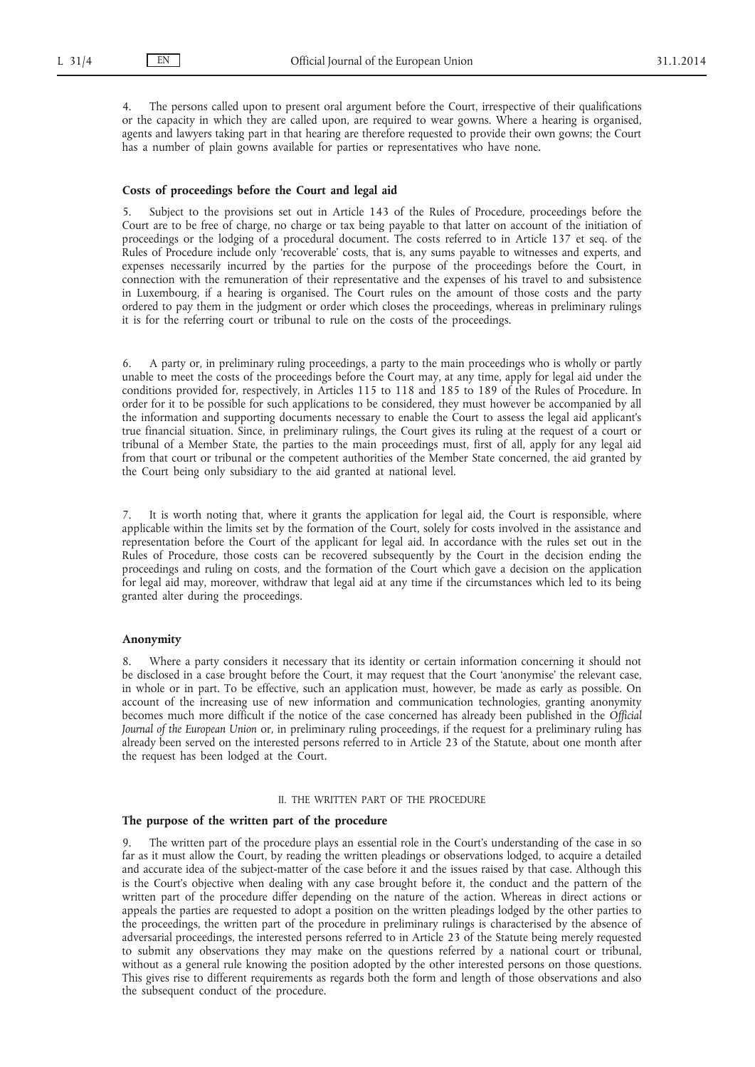4. The persons called upon to present oral argument before the Court, irrespective of their qualifications or the capacity in which they are called upon, are required to wear gowns. Where a hearing is organised, agents and lawyers taking part in that hearing are therefore requested to provide their own gowns; the Court has a number of plain gowns available for parties or representatives who have none.

### Costs of proceedings before the Court and legal aid

5. Subject to the provisions set out in Article 143 of the Rules of Procedure, proceedings before the Court are to be free of charge, no charge or tax being payable to that latter on account of the initiation of proceedings or the lodging of a procedural document. The costs referred to in Article 137 et seq. of the Rules of Procedure include only 'recoverable' costs, that is, any sums payable to witnesses and experts, and expenses necessarily incurred by the parties for the purpose of the proceedings before the Court, in connection with the remuneration of their representative and the expenses of his travel to and subsistence in Luxembourg, if a hearing is organised. The Court rules on the amount of those costs and the party ordered to pay them in the judgment or order which closes the proceedings, whereas in preliminary rulings it is for the referring court or tribunal to rule on the costs of the proceedings.

6. A party or, in preliminary ruling proceedings, a party to the main proceedings who is wholly or partly unable to meet the costs of the proceedings before the Court may, at any time, apply for legal aid under the conditions provided for, respectively, in Articles 115 to 118 and 185 to 189 of the Rules of Procedure. In order for it to be possible for such applications to be considered, they must however be accompanied by all the information and supporting documents necessary to enable the Court to assess the legal aid applicant's true financial situation. Since, in preliminary rulings, the Court gives its ruling at the request of a court or tribunal of a Member State, the parties to the main proceedings must, first of all, apply for any legal aid from that court or tribunal or the competent authorities of the Member State concerned, the aid granted by the Court being only subsidiary to the aid granted at national level.

7. It is worth noting that, where it grants the application for legal aid, the Court is responsible, where applicable within the limits set by the formation of the Court, solely for costs involved in the assistance and representation before the Court of the applicant for legal aid. In accordance with the rules set out in the Rules of Procedure, those costs can be recovered subsequently by the Court in the decision ending the proceedings and ruling on costs, and the formation of the Court which gave a decision on the application for legal aid may, moreover, withdraw that legal aid at any time if the circumstances which led to its being granted alter during the proceedings.

### Anonymity

8. Where a party considers it necessary that its identity or certain information concerning it should not be disclosed in a case brought before the Court, it may request that the Court 'anonymise' the relevant case, in whole or in part. To be effective, such an application must, however, be made as early as possible. On account of the increasing use of new information and communication technologies, granting anonymity becomes much more difficult if the notice of the case concerned has already been published in the *Official Journal of the European Union* or, in preliminary ruling proceedings, if the request for a preliminary ruling has already been served on the interested persons referred to in Article 23 of the Statute, about one month after the request has been lodged at the Court.

## II. THE WRITTEN PART OF THE PROCEDURE

### The purpose of the written part of the procedure

9. The written part of the procedure plays an essential role in the Court's understanding of the case in so far as it must allow the Court, by reading the written pleadings or observations lodged, to acquire a detailed and accurate idea of the subject-matter of the case before it and the issues raised by that case. Although this is the Court's objective when dealing with any case brought before it, the conduct and the pattern of the written part of the procedure differ depending on the nature of the action. Whereas in direct actions or appeals the parties are requested to adopt a position on the written pleadings lodged by the other parties to the proceedings, the written part of the procedure in preliminary rulings is characterised by the absence of adversarial proceedings, the interested persons referred to in Article 23 of the Statute being merely requested to submit any observations they may make on the questions referred by a national court or tribunal, without as a general rule knowing the position adopted by the other interested persons on those questions. This gives rise to different requirements as regards both the form and length of those observations and also the subsequent conduct of the procedure.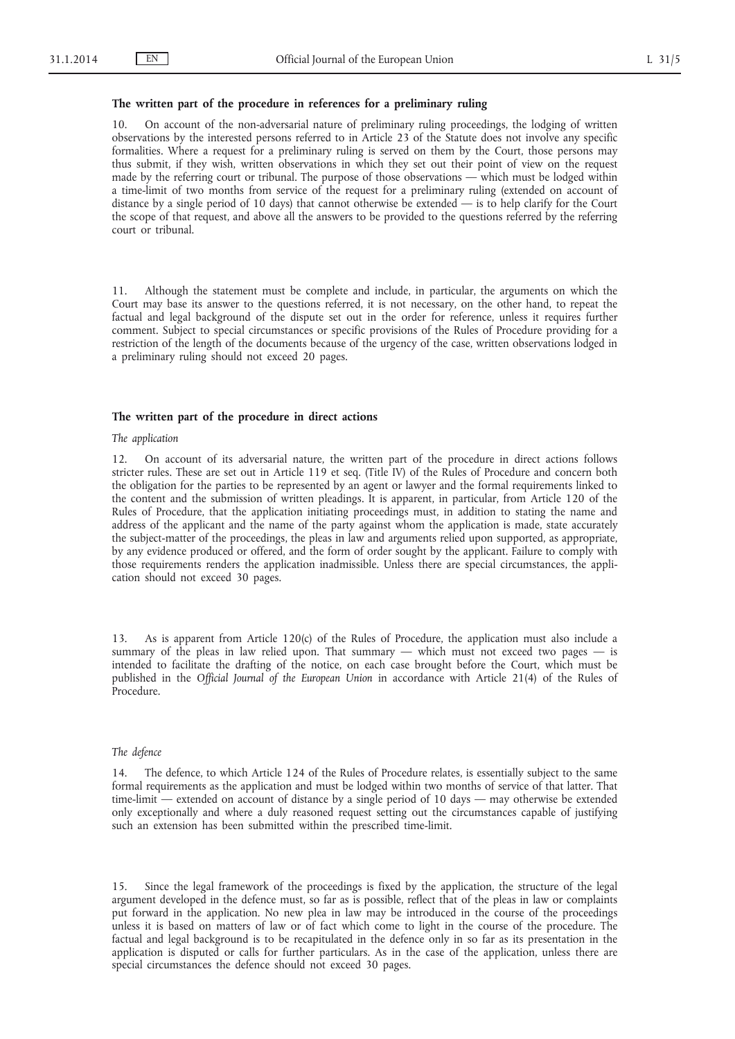**The written part of the procedure in references for a preliminary ruling**

10. On account of the non-adversarial nature of preliminary ruling proceedings, the lodging of written observations by the interested persons referred to in Article 23 of the Statute does not involve any specific formalities. Where a request for a preliminary ruling is served on them by the Court, those persons may thus submit, if they wish, written observations in which they set out their point of view on the request made by the referring court or tribunal. The purpose of those observations — which must be lodged within a time-limit of two months from service of the request for a preliminary ruling (extended on account of distance by a single period of 10 days) that cannot otherwise be extended — is to help clarify for the Court the scope of that request, and above all the answers to be provided to the questions referred by the referring court or tribunal.

11. Although the statement must be complete and include, in particular, the arguments on which the Court may base its answer to the questions referred, it is not necessary, on the other hand, to repeat the factual and legal background of the dispute set out in the order for reference, unless it requires further comment. Subject to special circumstances or specific provisions of the Rules of Procedure providing for a restriction of the length of the documents because of the urgency of the case, written observations lodged in a preliminary ruling should not exceed 20 pages.

**The written part of the procedure in direct actions**

*The application*

12. On account of its adversarial nature, the written part of the procedure in direct actions follows stricter rules. These are set out in Article 119 et seq. (Title IV) of the Rules of Procedure and concern both the obligation for the parties to be represented by an agent or lawyer and the formal requirements linked to the content and the submission of written pleadings. It is apparent, in particular, from Article 120 of the Rules of Procedure, that the application initiating proceedings must, in addition to stating the name and address of the applicant and the name of the party against whom the application is made, state accurately the subject-matter of the proceedings, the pleas in law and arguments relied upon supported, as appropriate, by any evidence produced or offered, and the form of order sought by the applicant. Failure to comply with those requirements renders the application inadmissible. Unless there are special circumstances, the application should not exceed 30 pages.

13. As is apparent from Article 120(c) of the Rules of Procedure, the application must also include a summary of the pleas in law relied upon. That summary — which must not exceed two pages — is intended to facilitate the drafting of the notice, on each case brought before the Court, which must be published in the *Official Journal of the European Union* in accordance with Article 21(4) of the Rules of Procedure.

*The defence*

14. The defence, to which Article 124 of the Rules of Procedure relates, is essentially subject to the same formal requirements as the application and must be lodged within two months of service of that latter. That time-limit — extended on account of distance by a single period of 10 days — may otherwise be extended only exceptionally and where a duly reasoned request setting out the circumstances capable of justifying such an extension has been submitted within the prescribed time-limit.

15. Since the legal framework of the proceedings is fixed by the application, the structure of the legal argument developed in the defence must, so far as is possible, reflect that of the pleas in law or complaints put forward in the application. No new plea in law may be introduced in the course of the proceedings unless it is based on matters of law or of fact which come to light in the course of the procedure. The factual and legal background is to be recapitulated in the defence only in so far as its presentation in the application is disputed or calls for further particulars. As in the case of the application, unless there are special circumstances the defence should not exceed 30 pages.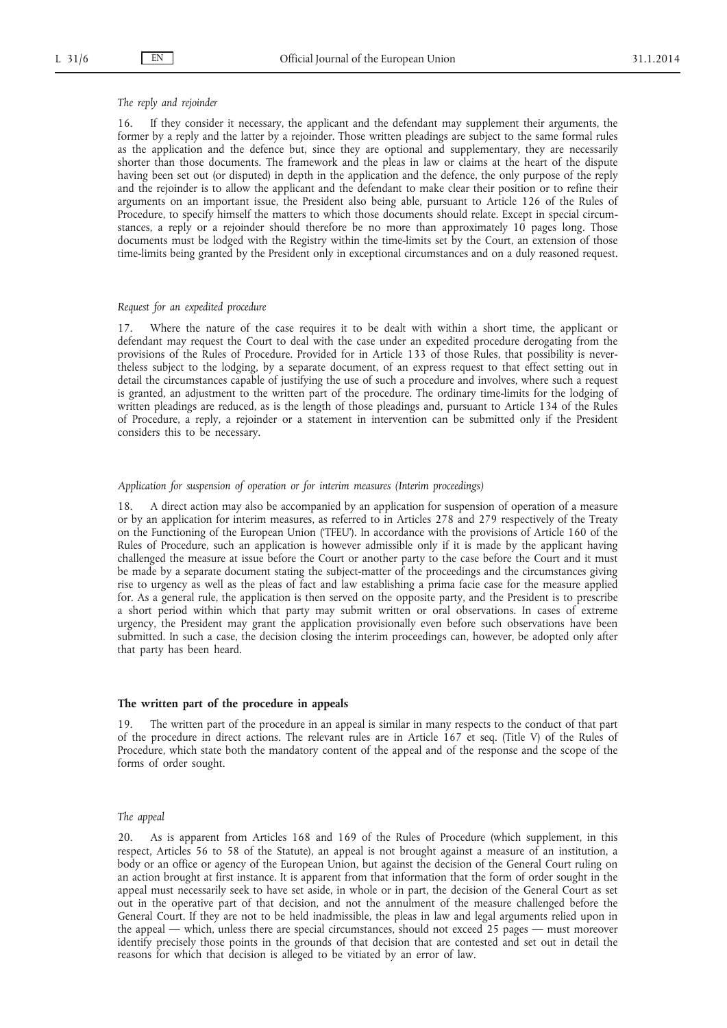*The reply and rejoinder*

16. If they consider it necessary, the applicant and the defendant may supplement their arguments, the former by a reply and the latter by a rejoinder. Those written pleadings are subject to the same formal rules as the application and the defence but, since they are optional and supplementary, they are necessarily shorter than those documents. The framework and the pleas in law or claims at the heart of the dispute having been set out (or disputed) in depth in the application and the defence, the only purpose of the reply and the rejoinder is to allow the applicant and the defendant to make clear their position or to refine their arguments on an important issue, the President also being able, pursuant to Article 126 of the Rules of Procedure, to specify himself the matters to which those documents should relate. Except in special circumstances, a reply or a rejoinder should therefore be no more than approximately 10 pages long. Those documents must be lodged with the Registry within the time-limits set by the Court, an extension of those time-limits being granted by the President only in exceptional circumstances and on a duly reasoned request.

*Request for an expedited procedure*

17. Where the nature of the case requires it to be dealt with within a short time, the applicant or defendant may request the Court to deal with the case under an expedited procedure derogating from the provisions of the Rules of Procedure. Provided for in Article 133 of those Rules, that possibility is nevertheless subject to the lodging, by a separate document, of an express request to that effect setting out in detail the circumstances capable of justifying the use of such a procedure and involves, where such a request is granted, an adjustment to the written part of the procedure. The ordinary time-limits for the lodging of written pleadings are reduced, as is the length of those pleadings and, pursuant to Article 134 of the Rules of Procedure, a reply, a rejoinder or a statement in intervention can be submitted only if the President considers this to be necessary.

*Application for suspension of operation or for interim measures (Interim proceedings)*

18. A direct action may also be accompanied by an application for suspension of operation of a measure or by an application for interim measures, as referred to in Articles 278 and 279 respectively of the Treaty on the Functioning of the European Union ('TFEU'). In accordance with the provisions of Article 160 of the Rules of Procedure, such an application is however admissible only if it is made by the applicant having challenged the measure at issue before the Court or another party to the case before the Court and it must be made by a separate document stating the subject-matter of the proceedings and the circumstances giving rise to urgency as well as the pleas of fact and law establishing a prima facie case for the measure applied for. As a general rule, the application is then served on the opposite party, and the President is to prescribe a short period within which that party may submit written or oral observations. In cases of extreme urgency, the President may grant the application provisionally even before such observations have been submitted. In such a case, the decision closing the interim proceedings can, however, be adopted only after that party has been heard.

**The written part of the procedure in appeals**

19. The written part of the procedure in an appeal is similar in many respects to the conduct of that part of the procedure in direct actions. The relevant rules are in Article 167 et seq. (Title V) of the Rules of Procedure, which state both the mandatory content of the appeal and of the response and the scope of the forms of order sought.

*The appeal*

20. As is apparent from Articles 168 and 169 of the Rules of Procedure (which supplement, in this respect, Articles 56 to 58 of the Statute), an appeal is not brought against a measure of an institution, a body or an office or agency of the European Union, but against the decision of the General Court ruling on an action brought at first instance. It is apparent from that information that the form of order sought in the appeal must necessarily seek to have set aside, in whole or in part, the decision of the General Court as set out in the operative part of that decision, and not the annulment of the measure challenged before the General Court. If they are not to be held inadmissible, the pleas in law and legal arguments relied upon in the appeal — which, unless there are special circumstances, should not exceed 25 pages — must moreover identify precisely those points in the grounds of that decision that are contested and set out in detail the reasons for which that decision is alleged to be vitiated by an error of law.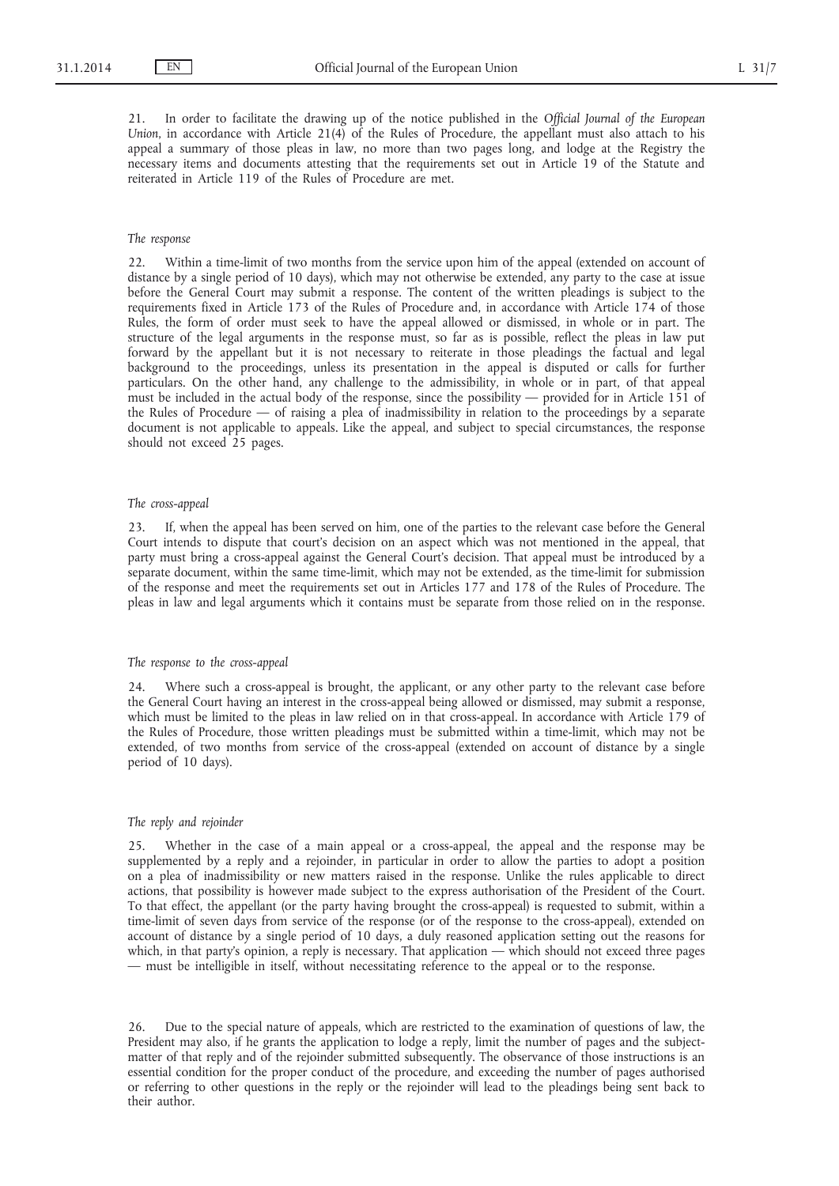21. In order to facilitate the drawing up of the notice published in the *Official Journal of the European Union*, in accordance with Article 21(4) of the Rules of Procedure, the appellant must also attach to his appeal a summary of those pleas in law, no more than two pages long, and lodge at the Registry the necessary items and documents attesting that the requirements set out in Article 19 of the Statute and reiterated in Article 119 of the Rules of Procedure are met.

*The response*

22. Within a time-limit of two months from the service upon him of the appeal (extended on account of distance by a single period of 10 days), which may not otherwise be extended, any party to the case at issue before the General Court may submit a response. The content of the written pleadings is subject to the requirements fixed in Article 173 of the Rules of Procedure and, in accordance with Article 174 of those Rules, the form of order must seek to have the appeal allowed or dismissed, in whole or in part. The structure of the legal arguments in the response must, so far as is possible, reflect the pleas in law put forward by the appellant but it is not necessary to reiterate in those pleadings the factual and legal background to the proceedings, unless its presentation in the appeal is disputed or calls for further particulars. On the other hand, any challenge to the admissibility, in whole or in part, of that appeal must be included in the actual body of the response, since the possibility — provided for in Article 151 of the Rules of Procedure — of raising a plea of inadmissibility in relation to the proceedings by a separate document is not applicable to appeals. Like the appeal, and subject to special circumstances, the response should not exceed 25 pages.

*The cross-appeal*

23. If, when the appeal has been served on him, one of the parties to the relevant case before the General Court intends to dispute that court's decision on an aspect which was not mentioned in the appeal, that party must bring a cross-appeal against the General Court's decision. That appeal must be introduced by a separate document, within the same time-limit, which may not be extended, as the time-limit for submission of the response and meet the requirements set out in Articles 177 and 178 of the Rules of Procedure. The pleas in law and legal arguments which it contains must be separate from those relied on in the response.

*The response to the cross-appeal*

24. Where such a cross-appeal is brought, the applicant, or any other party to the relevant case before the General Court having an interest in the cross-appeal being allowed or dismissed, may submit a response, which must be limited to the pleas in law relied on in that cross-appeal. In accordance with Article 179 of the Rules of Procedure, those written pleadings must be submitted within a time-limit, which may not be extended, of two months from service of the cross-appeal (extended on account of distance by a single period of 10 days).

*The reply and rejoinder*

25. Whether in the case of a main appeal or a cross-appeal, the appeal and the response may be supplemented by a reply and a rejoinder, in particular in order to allow the parties to adopt a position on a plea of inadmissibility or new matters raised in the response. Unlike the rules applicable to direct actions, that possibility is however made subject to the express authorisation of the President of the Court. To that effect, the appellant (or the party having brought the cross-appeal) is requested to submit, within a time-limit of seven days from service of the response (or of the response to the cross-appeal), extended on account of distance by a single period of 10 days, a duly reasoned application setting out the reasons for which, in that party's opinion, a reply is necessary. That application — which should not exceed three pages — must be intelligible in itself, without necessitating reference to the appeal or to the response.

26. Due to the special nature of appeals, which are restricted to the examination of questions of law, the President may also, if he grants the application to lodge a reply, limit the number of pages and the subject-matter of that reply and of the rejoinder submitted subsequently. The observance of those instructions is an essential condition for the proper conduct of the procedure, and exceeding the number of pages authorised or referring to other questions in the reply or the rejoinder will lead to the pleadings being sent back to their author.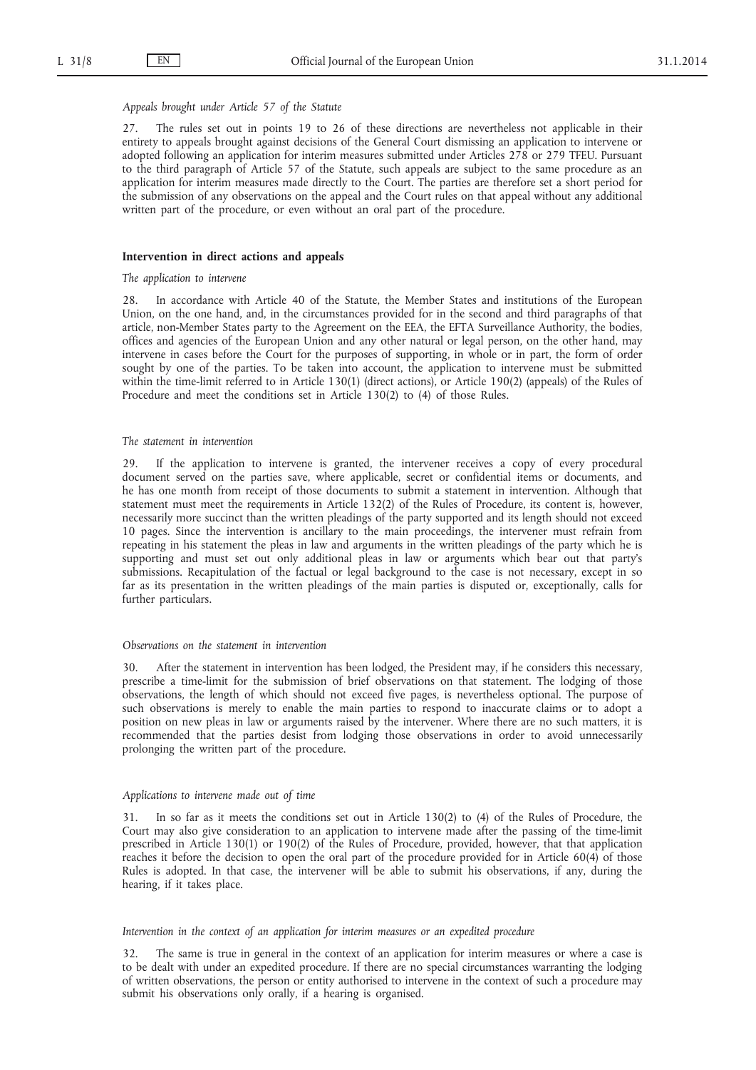*Appeals brought under Article 57 of the Statute*

27. The rules set out in points 19 to 26 of these directions are nevertheless not applicable in their entirety to appeals brought against decisions of the General Court dismissing an application to intervene or adopted following an application for interim measures submitted under Articles 278 or 279 TFEU. Pursuant to the third paragraph of Article 57 of the Statute, such appeals are subject to the same procedure as an application for interim measures made directly to the Court. The parties are therefore set a short period for the submission of any observations on the appeal and the Court rules on that appeal without any additional written part of the procedure, or even without an oral part of the procedure.

## Intervention in direct actions and appeals

*The application to intervene*

28. In accordance with Article 40 of the Statute, the Member States and institutions of the European Union, on the one hand, and, in the circumstances provided for in the second and third paragraphs of that article, non-Member States party to the Agreement on the EEA, the EFTA Surveillance Authority, the bodies, offices and agencies of the European Union and any other natural or legal person, on the other hand, may intervene in cases before the Court for the purposes of supporting, in whole or in part, the form of order sought by one of the parties. To be taken into account, the application to intervene must be submitted within the time-limit referred to in Article 130(1) (direct actions), or Article 190(2) (appeals) of the Rules of Procedure and meet the conditions set in Article 130(2) to (4) of those Rules.

*The statement in intervention*

29. If the application to intervene is granted, the intervener receives a copy of every procedural document served on the parties save, where applicable, secret or confidential items or documents, and he has one month from receipt of those documents to submit a statement in intervention. Although that statement must meet the requirements in Article 132(2) of the Rules of Procedure, its content is, however, necessarily more succinct than the written pleadings of the party supported and its length should not exceed 10 pages. Since the intervention is ancillary to the main proceedings, the intervener must refrain from repeating in his statement the pleas in law and arguments in the written pleadings of the party which he is supporting and must set out only additional pleas in law or arguments which bear out that party's submissions. Recapitulation of the factual or legal background to the case is not necessary, except in so far as its presentation in the written pleadings of the main parties is disputed or, exceptionally, calls for further particulars.

*Observations on the statement in intervention*

30. After the statement in intervention has been lodged, the President may, if he considers this necessary, prescribe a time-limit for the submission of brief observations on that statement. The lodging of those observations, the length of which should not exceed five pages, is nevertheless optional. The purpose of such observations is merely to enable the main parties to respond to inaccurate claims or to adopt a position on new pleas in law or arguments raised by the intervener. Where there are no such matters, it is recommended that the parties desist from lodging those observations in order to avoid unnecessarily prolonging the written part of the procedure.

*Applications to intervene made out of time*

31. In so far as it meets the conditions set out in Article 130(2) to (4) of the Rules of Procedure, the Court may also give consideration to an application to intervene made after the passing of the time-limit prescribed in Article 130(1) or 190(2) of the Rules of Procedure, provided, however, that that application reaches it before the decision to open the oral part of the procedure provided for in Article 60(4) of those Rules is adopted. In that case, the intervener will be able to submit his observations, if any, during the hearing, if it takes place.

*Intervention in the context of an application for interim measures or an expedited procedure*

32. The same is true in general in the context of an application for interim measures or where a case is to be dealt with under an expedited procedure. If there are no special circumstances warranting the lodging of written observations, the person or entity authorised to intervene in the context of such a procedure may submit his observations only orally, if a hearing is organised.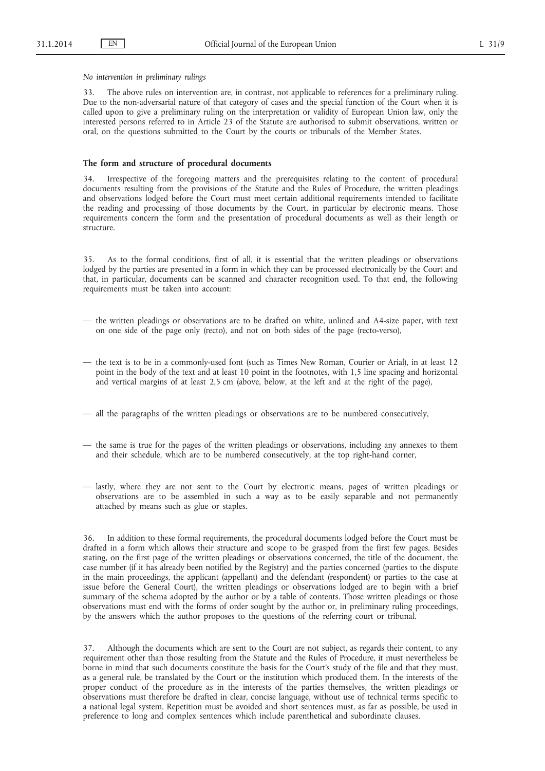*No intervention in preliminary rulings*

33. The above rules on intervention are, in contrast, not applicable to references for a preliminary ruling. Due to the non-adversarial nature of that category of cases and the special function of the Court when it is called upon to give a preliminary ruling on the interpretation or validity of European Union law, only the interested persons referred to in Article 23 of the Statute are authorised to submit observations, written or oral, on the questions submitted to the Court by the courts or tribunals of the Member States.

**The form and structure of procedural documents**

34. Irrespective of the foregoing matters and the prerequisites relating to the content of procedural documents resulting from the provisions of the Statute and the Rules of Procedure, the written pleadings and observations lodged before the Court must meet certain additional requirements intended to facilitate the reading and processing of those documents by the Court, in particular by electronic means. Those requirements concern the form and the presentation of procedural documents as well as their length or structure.

35. As to the formal conditions, first of all, it is essential that the written pleadings or observations lodged by the parties are presented in a form in which they can be processed electronically by the Court and that, in particular, documents can be scanned and character recognition used. To that end, the following requirements must be taken into account:

— the written pleadings or observations are to be drafted on white, unlined and A4-size paper, with text on one side of the page only (recto), and not on both sides of the page (recto-verso),

— the text is to be in a commonly-used font (such as Times New Roman, Courier or Arial), in at least 12 point in the body of the text and at least 10 point in the footnotes, with 1,5 line spacing and horizontal and vertical margins of at least 2,5 cm (above, below, at the left and at the right of the page),

— all the paragraphs of the written pleadings or observations are to be numbered consecutively,

— the same is true for the pages of the written pleadings or observations, including any annexes to them and their schedule, which are to be numbered consecutively, at the top right-hand corner,

— lastly, where they are not sent to the Court by electronic means, pages of written pleadings or observations are to be assembled in such a way as to be easily separable and not permanently attached by means such as glue or staples.

36. In addition to these formal requirements, the procedural documents lodged before the Court must be drafted in a form which allows their structure and scope to be grasped from the first few pages. Besides stating, on the first page of the written pleadings or observations concerned, the title of the document, the case number (if it has already been notified by the Registry) and the parties concerned (parties to the dispute in the main proceedings, the applicant (appellant) and the defendant (respondent) or parties to the case at issue before the General Court), the written pleadings or observations lodged are to begin with a brief summary of the schema adopted by the author or by a table of contents. Those written pleadings or those observations must end with the forms of order sought by the author or, in preliminary ruling proceedings, by the answers which the author proposes to the questions of the referring court or tribunal.

37. Although the documents which are sent to the Court are not subject, as regards their content, to any requirement other than those resulting from the Statute and the Rules of Procedure, it must nevertheless be borne in mind that such documents constitute the basis for the Court's study of the file and that they must, as a general rule, be translated by the Court or the institution which produced them. In the interests of the proper conduct of the procedure as in the interests of the parties themselves, the written pleadings or observations must therefore be drafted in clear, concise language, without use of technical terms specific to a national legal system. Repetition must be avoided and short sentences must, as far as possible, be used in preference to long and complex sentences which include parenthetical and subordinate clauses.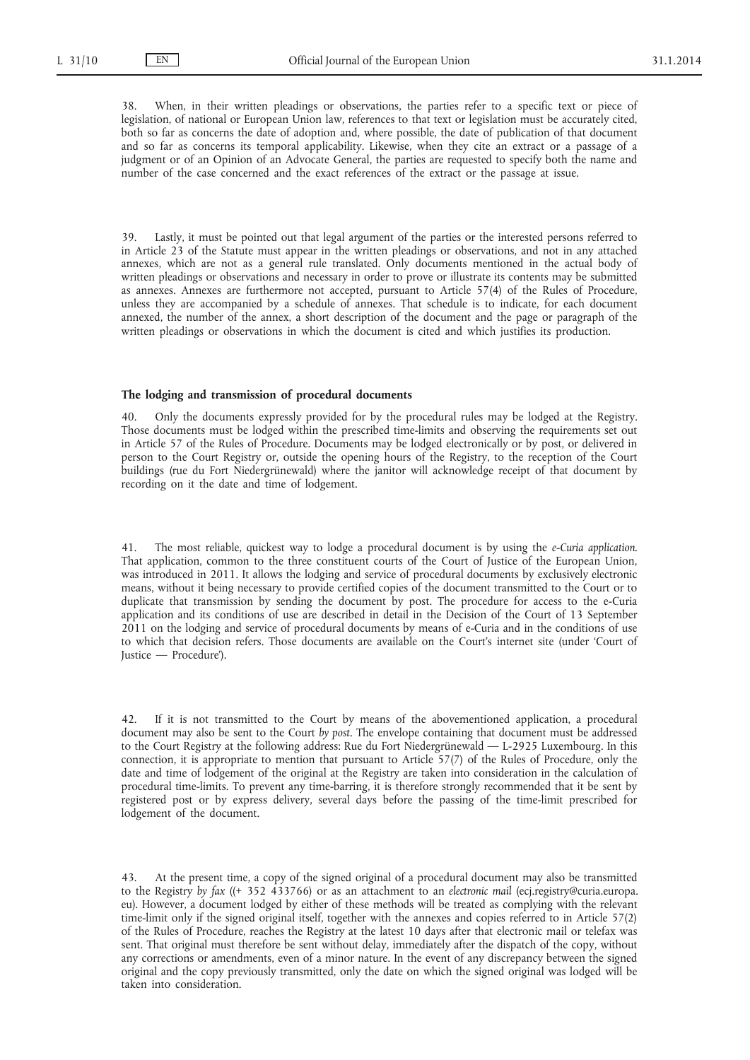38. When, in their written pleadings or observations, the parties refer to a specific text or piece of legislation, of national or European Union law, references to that text or legislation must be accurately cited, both so far as concerns the date of adoption and, where possible, the date of publication of that document and so far as concerns its temporal applicability. Likewise, when they cite an extract or a passage of a judgment or of an Opinion of an Advocate General, the parties are requested to specify both the name and number of the case concerned and the exact references of the extract or the passage at issue.

39. Lastly, it must be pointed out that legal argument of the parties or the interested persons referred to in Article 23 of the Statute must appear in the written pleadings or observations, and not in any attached annexes, which are not as a general rule translated. Only documents mentioned in the actual body of written pleadings or observations and necessary in order to prove or illustrate its contents may be submitted as annexes. Annexes are furthermore not accepted, pursuant to Article 57(4) of the Rules of Procedure, unless they are accompanied by a schedule of annexes. That schedule is to indicate, for each document annexed, the number of the annex, a short description of the document and the page or paragraph of the written pleadings or observations in which the document is cited and which justifies its production.

### The lodging and transmission of procedural documents

40. Only the documents expressly provided for by the procedural rules may be lodged at the Registry. Those documents must be lodged within the prescribed time-limits and observing the requirements set out in Article 57 of the Rules of Procedure. Documents may be lodged electronically or by post, or delivered in person to the Court Registry or, outside the opening hours of the Registry, to the reception of the Court buildings (rue du Fort Niedergrünewald) where the janitor will acknowledge receipt of that document by recording on it the date and time of lodgement.

41. The most reliable, quickest way to lodge a procedural document is by using the *e-Curia application*. That application, common to the three constituent courts of the Court of Justice of the European Union, was introduced in 2011. It allows the lodging and service of procedural documents by exclusively electronic means, without it being necessary to provide certified copies of the document transmitted to the Court or to duplicate that transmission by sending the document by post. The procedure for access to the e-Curia application and its conditions of use are described in detail in the Decision of the Court of 13 September 2011 on the lodging and service of procedural documents by means of e-Curia and in the conditions of use to which that decision refers. Those documents are available on the Court's internet site (under 'Court of Justice — Procedure').

42. If it is not transmitted to the Court by means of the abovementioned application, a procedural document may also be sent to the Court *by post*. The envelope containing that document must be addressed to the Court Registry at the following address: Rue du Fort Niedergrünewald — L-2925 Luxembourg. In this connection, it is appropriate to mention that pursuant to Article 57(7) of the Rules of Procedure, only the date and time of lodgement of the original at the Registry are taken into consideration in the calculation of procedural time-limits. To prevent any time-barring, it is therefore strongly recommended that it be sent by registered post or by express delivery, several days before the passing of the time-limit prescribed for lodgement of the document.

43. At the present time, a copy of the signed original of a procedural document may also be transmitted to the Registry *by fax* ((+ 352 433766) or as an attachment to an *electronic mail* (ecj.registry@curia.europa.eu). However, a document lodged by either of these methods will be treated as complying with the relevant time-limit only if the signed original itself, together with the annexes and copies referred to in Article 57(2) of the Rules of Procedure, reaches the Registry at the latest 10 days after that electronic mail or telefax was sent. That original must therefore be sent without delay, immediately after the dispatch of the copy, without any corrections or amendments, even of a minor nature. In the event of any discrepancy between the signed original and the copy previously transmitted, only the date on which the signed original was lodged will be taken into consideration.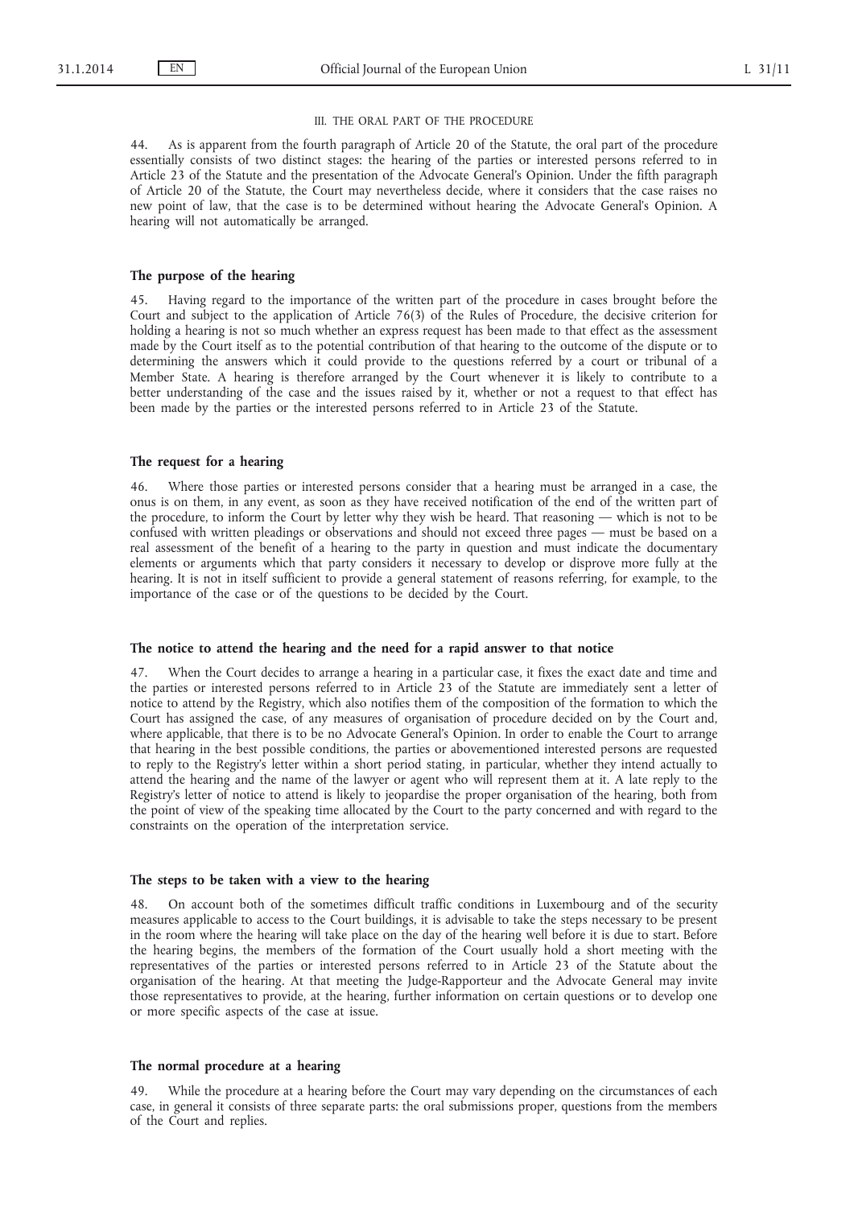## III. THE ORAL PART OF THE PROCEDURE

44. As is apparent from the fourth paragraph of Article 20 of the Statute, the oral part of the procedure essentially consists of two distinct stages: the hearing of the parties or interested persons referred to in Article 23 of the Statute and the presentation of the Advocate General's Opinion. Under the fifth paragraph of Article 20 of the Statute, the Court may nevertheless decide, where it considers that the case raises no new point of law, that the case is to be determined without hearing the Advocate General's Opinion. A hearing will not automatically be arranged.

### The purpose of the hearing

45. Having regard to the importance of the written part of the procedure in cases brought before the Court and subject to the application of Article 76(3) of the Rules of Procedure, the decisive criterion for holding a hearing is not so much whether an express request has been made to that effect as the assessment made by the Court itself as to the potential contribution of that hearing to the outcome of the dispute or to determining the answers which it could provide to the questions referred by a court or tribunal of a Member State. A hearing is therefore arranged by the Court whenever it is likely to contribute to a better understanding of the case and the issues raised by it, whether or not a request to that effect has been made by the parties or the interested persons referred to in Article 23 of the Statute.

### The request for a hearing

46. Where those parties or interested persons consider that a hearing must be arranged in a case, the onus is on them, in any event, as soon as they have received notification of the end of the written part of the procedure, to inform the Court by letter why they wish be heard. That reasoning — which is not to be confused with written pleadings or observations and should not exceed three pages — must be based on a real assessment of the benefit of a hearing to the party in question and must indicate the documentary elements or arguments which that party considers it necessary to develop or disprove more fully at the hearing. It is not in itself sufficient to provide a general statement of reasons referring, for example, to the importance of the case or of the questions to be decided by the Court.

### The notice to attend the hearing and the need for a rapid answer to that notice

47. When the Court decides to arrange a hearing in a particular case, it fixes the exact date and time and the parties or interested persons referred to in Article 23 of the Statute are immediately sent a letter of notice to attend by the Registry, which also notifies them of the composition of the formation to which the Court has assigned the case, of any measures of organisation of procedure decided on by the Court and, where applicable, that there is to be no Advocate General's Opinion. In order to enable the Court to arrange that hearing in the best possible conditions, the parties or abovementioned interested persons are requested to reply to the Registry's letter within a short period stating, in particular, whether they intend actually to attend the hearing and the name of the lawyer or agent who will represent them at it. A late reply to the Registry's letter of notice to attend is likely to jeopardise the proper organisation of the hearing, both from the point of view of the speaking time allocated by the Court to the party concerned and with regard to the constraints on the operation of the interpretation service.

### The steps to be taken with a view to the hearing

48. On account both of the sometimes difficult traffic conditions in Luxembourg and of the security measures applicable to access to the Court buildings, it is advisable to take the steps necessary to be present in the room where the hearing will take place on the day of the hearing well before it is due to start. Before the hearing begins, the members of the formation of the Court usually hold a short meeting with the representatives of the parties or interested persons referred to in Article 23 of the Statute about the organisation of the hearing. At that meeting the Judge-Rapporteur and the Advocate General may invite those representatives to provide, at the hearing, further information on certain questions or to develop one or more specific aspects of the case at issue.

### The normal procedure at a hearing

49. While the procedure at a hearing before the Court may vary depending on the circumstances of each case, in general it consists of three separate parts: the oral submissions proper, questions from the members of the Court and replies.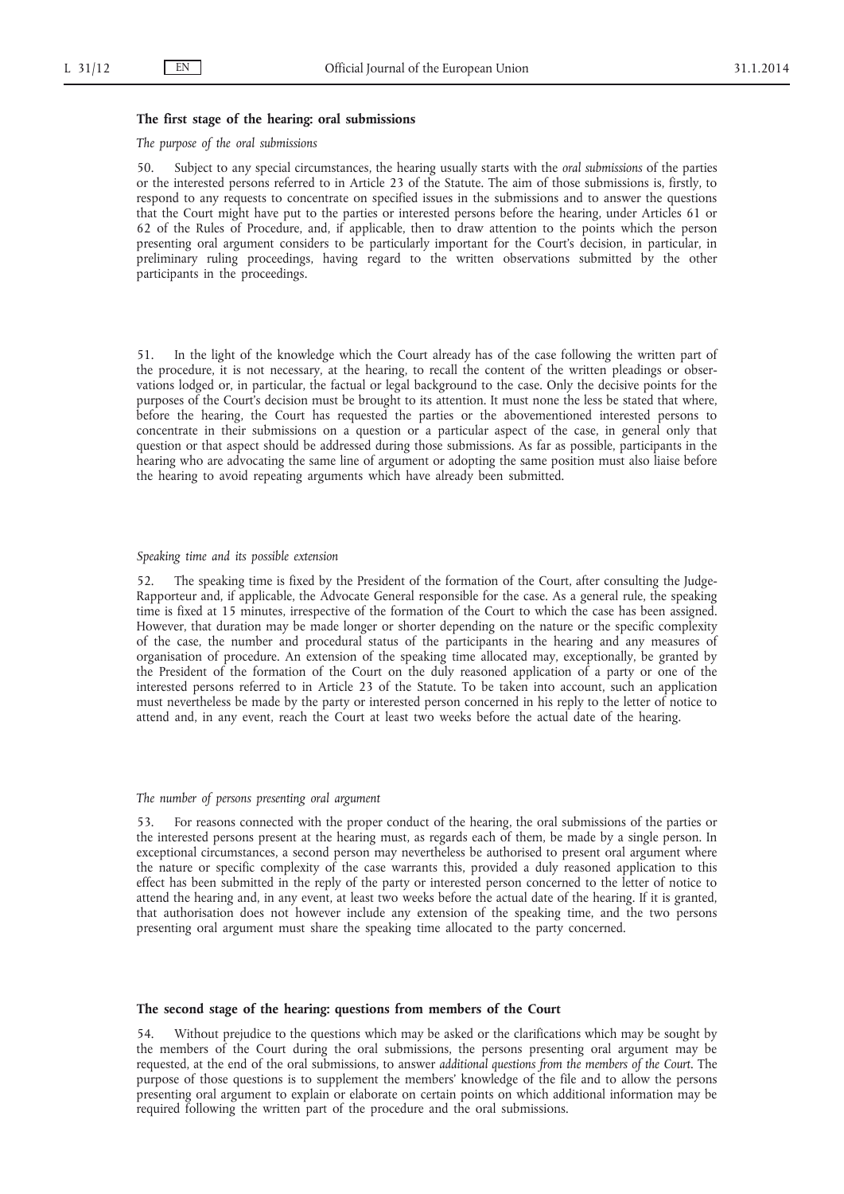**The first stage of the hearing: oral submissions**

*The purpose of the oral submissions*

50. Subject to any special circumstances, the hearing usually starts with the *oral submissions* of the parties or the interested persons referred to in Article 23 of the Statute. The aim of those submissions is, firstly, to respond to any requests to concentrate on specified issues in the submissions and to answer the questions that the Court might have put to the parties or interested persons before the hearing, under Articles 61 or 62 of the Rules of Procedure, and, if applicable, then to draw attention to the points which the person presenting oral argument considers to be particularly important for the Court's decision, in particular, in preliminary ruling proceedings, having regard to the written observations submitted by the other participants in the proceedings.

51. In the light of the knowledge which the Court already has of the case following the written part of the procedure, it is not necessary, at the hearing, to recall the content of the written pleadings or observations lodged or, in particular, the factual or legal background to the case. Only the decisive points for the purposes of the Court's decision must be brought to its attention. It must none the less be stated that where, before the hearing, the Court has requested the parties or the abovementioned interested persons to concentrate in their submissions on a question or a particular aspect of the case, in general only that question or that aspect should be addressed during those submissions. As far as possible, participants in the hearing who are advocating the same line of argument or adopting the same position must also liaise before the hearing to avoid repeating arguments which have already been submitted.

*Speaking time and its possible extension*

52. The speaking time is fixed by the President of the formation of the Court, after consulting the Judge-Rapporteur and, if applicable, the Advocate General responsible for the case. As a general rule, the speaking time is fixed at 15 minutes, irrespective of the formation of the Court to which the case has been assigned. However, that duration may be made longer or shorter depending on the nature or the specific complexity of the case, the number and procedural status of the participants in the hearing and any measures of organisation of procedure. An extension of the speaking time allocated may, exceptionally, be granted by the President of the formation of the Court on the duly reasoned application of a party or one of the interested persons referred to in Article 23 of the Statute. To be taken into account, such an application must nevertheless be made by the party or interested person concerned in his reply to the letter of notice to attend and, in any event, reach the Court at least two weeks before the actual date of the hearing.

*The number of persons presenting oral argument*

53. For reasons connected with the proper conduct of the hearing, the oral submissions of the parties or the interested persons present at the hearing must, as regards each of them, be made by a single person. In exceptional circumstances, a second person may nevertheless be authorised to present oral argument where the nature or specific complexity of the case warrants this, provided a duly reasoned application to this effect has been submitted in the reply of the party or interested person concerned to the letter of notice to attend the hearing and, in any event, at least two weeks before the actual date of the hearing. If it is granted, that authorisation does not however include any extension of the speaking time, and the two persons presenting oral argument must share the speaking time allocated to the party concerned.

**The second stage of the hearing: questions from members of the Court**

54. Without prejudice to the questions which may be asked or the clarifications which may be sought by the members of the Court during the oral submissions, the persons presenting oral argument may be requested, at the end of the oral submissions, to answer *additional questions from the members of the Court*. The purpose of those questions is to supplement the members' knowledge of the file and to allow the persons presenting oral argument to explain or elaborate on certain points on which additional information may be required following the written part of the procedure and the oral submissions.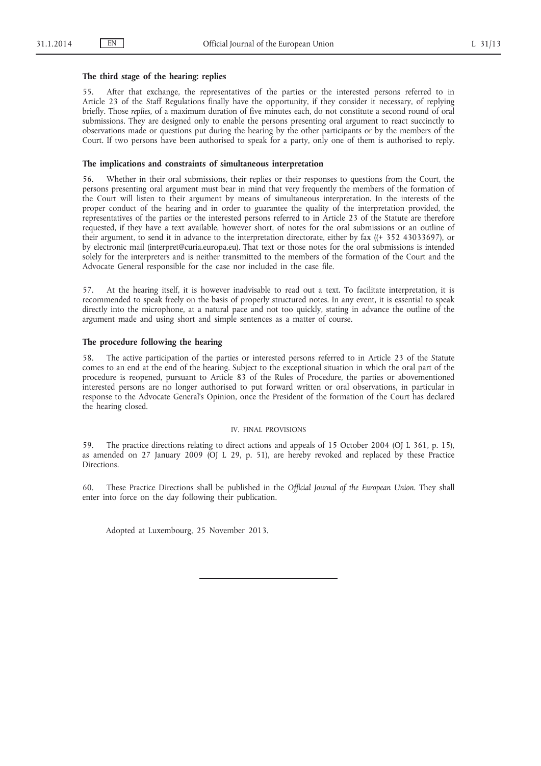**The third stage of the hearing: replies**

55. After that exchange, the representatives of the parties or the interested persons referred to in Article 23 of the Staff Regulations finally have the opportunity, if they consider it necessary, of replying briefly. Those *replies*, of a maximum duration of five minutes each, do not constitute a second round of oral submissions. They are designed only to enable the persons presenting oral argument to react succinctly to observations made or questions put during the hearing by the other participants or by the members of the Court. If two persons have been authorised to speak for a party, only one of them is authorised to reply.

**The implications and constraints of simultaneous interpretation**

56. Whether in their oral submissions, their replies or their responses to questions from the Court, the persons presenting oral argument must bear in mind that very frequently the members of the formation of the Court will listen to their argument by means of simultaneous interpretation. In the interests of the proper conduct of the hearing and in order to guarantee the quality of the interpretation provided, the representatives of the parties or the interested persons referred to in Article 23 of the Statute are therefore requested, if they have a text available, however short, of notes for the oral submissions or an outline of their argument, to send it in advance to the interpretation directorate, either by fax ((+ 352 43033697), or by electronic mail (interpret@curia.europa.eu). That text or those notes for the oral submissions is intended solely for the interpreters and is neither transmitted to the members of the formation of the Court and the Advocate General responsible for the case nor included in the case file.

57. At the hearing itself, it is however inadvisable to read out a text. To facilitate interpretation, it is recommended to speak freely on the basis of properly structured notes. In any event, it is essential to speak directly into the microphone, at a natural pace and not too quickly, stating in advance the outline of the argument made and using short and simple sentences as a matter of course.

**The procedure following the hearing**

58. The active participation of the parties or interested persons referred to in Article 23 of the Statute comes to an end at the end of the hearing. Subject to the exceptional situation in which the oral part of the procedure is reopened, pursuant to Article 83 of the Rules of Procedure, the parties or abovementioned interested persons are no longer authorised to put forward written or oral observations, in particular in response to the Advocate General's Opinion, once the President of the formation of the Court has declared the hearing closed.

## IV. FINAL PROVISIONS

59. The practice directions relating to direct actions and appeals of 15 October 2004 (OJ L 361, p. 15), as amended on 27 January 2009 (OJ L 29, p. 51), are hereby revoked and replaced by these Practice Directions.

60. These Practice Directions shall be published in the *Official Journal of the European Union*. They shall enter into force on the day following their publication.

Adopted at Luxembourg, 25 November 2013.